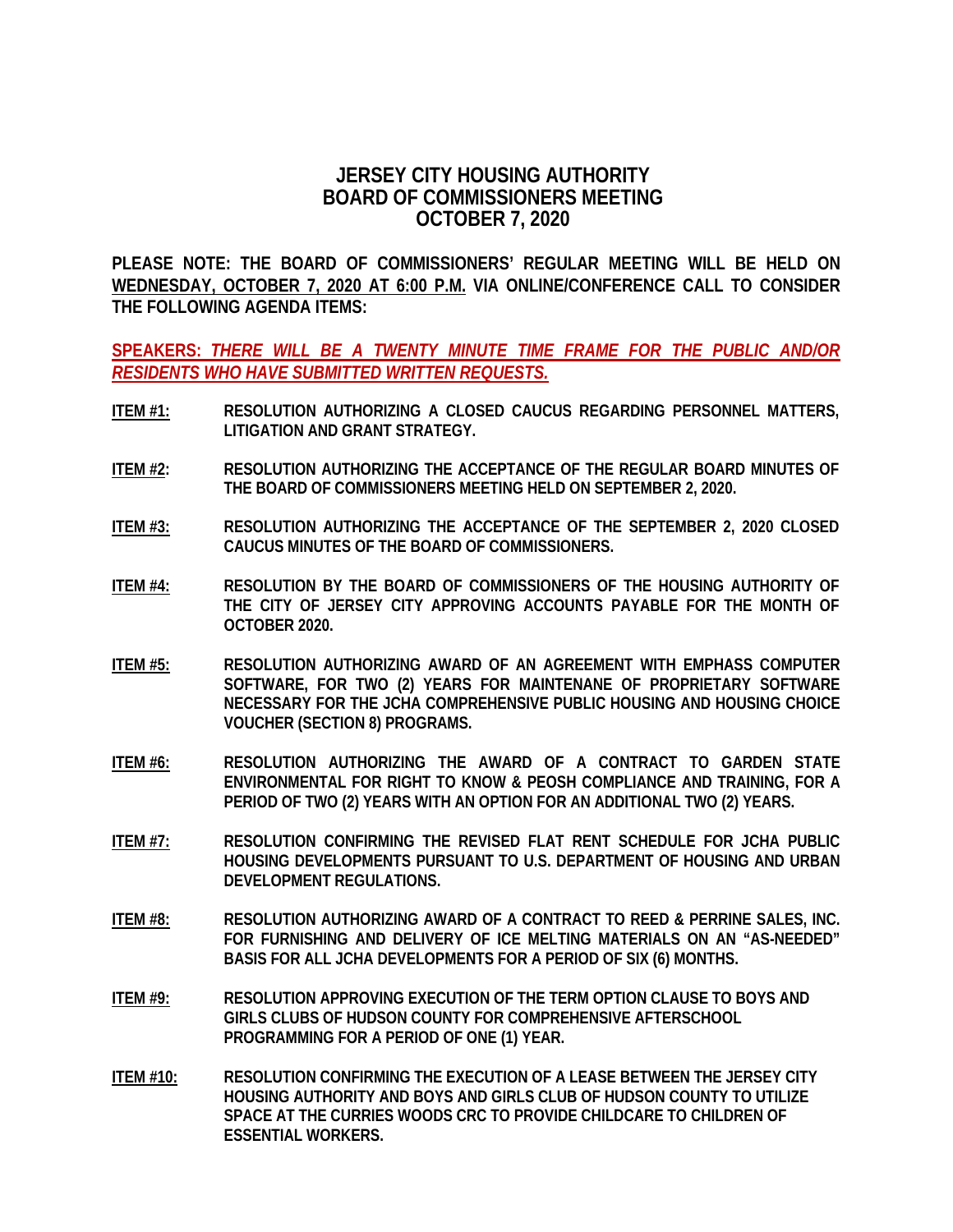# JERSEY CITY HOUSING AUTHORITY
# BOARD OF COMMISSIONERS MEETING
# OCTOBER 7, 2020

**PLEASE NOTE: THE BOARD OF COMMISSIONERS' REGULAR MEETING WILL BE HELD ON <u>WEDNESDAY, OCTOBER 7, 2020 AT 6:00 P.M.</u> VIA ONLINE/CONFERENCE CALL TO CONSIDER THE FOLLOWING AGENDA ITEMS:**

**<u>SPEAKERS: *THERE WILL BE A TWENTY MINUTE TIME FRAME FOR THE PUBLIC AND/OR RESIDENTS WHO HAVE SUBMITTED WRITTEN REQUESTS.*</u>**

**<u>ITEM #1:</u>** **RESOLUTION AUTHORIZING A CLOSED CAUCUS REGARDING PERSONNEL MATTERS, LITIGATION AND GRANT STRATEGY.**

**<u>ITEM #2</u>:** **RESOLUTION AUTHORIZING THE ACCEPTANCE OF THE REGULAR BOARD MINUTES OF THE BOARD OF COMMISSIONERS MEETING HELD ON SEPTEMBER 2, 2020.**

**<u>ITEM #3:</u>** **RESOLUTION AUTHORIZING THE ACCEPTANCE OF THE SEPTEMBER 2, 2020 CLOSED CAUCUS MINUTES OF THE BOARD OF COMMISSIONERS.**

**<u>ITEM #4:</u>** **RESOLUTION BY THE BOARD OF COMMISSIONERS OF THE HOUSING AUTHORITY OF THE CITY OF JERSEY CITY APPROVING ACCOUNTS PAYABLE FOR THE MONTH OF OCTOBER 2020.**

**<u>ITEM #5:</u>** **RESOLUTION AUTHORIZING AWARD OF AN AGREEMENT WITH EMPHASS COMPUTER SOFTWARE, FOR TWO (2) YEARS FOR MAINTENANE OF PROPRIETARY SOFTWARE NECESSARY FOR THE JCHA COMPREHENSIVE PUBLIC HOUSING AND HOUSING CHOICE VOUCHER (SECTION 8) PROGRAMS.**

**<u>ITEM #6:</u>** **RESOLUTION AUTHORIZING THE AWARD OF A CONTRACT TO GARDEN STATE ENVIRONMENTAL FOR RIGHT TO KNOW & PEOSH COMPLIANCE AND TRAINING, FOR A PERIOD OF TWO (2) YEARS WITH AN OPTION FOR AN ADDITIONAL TWO (2) YEARS.**

**<u>ITEM #7:</u>** **RESOLUTION CONFIRMING THE REVISED FLAT RENT SCHEDULE FOR JCHA PUBLIC HOUSING DEVELOPMENTS PURSUANT TO U.S. DEPARTMENT OF HOUSING AND URBAN DEVELOPMENT REGULATIONS.**

**<u>ITEM #8:</u>** **RESOLUTION AUTHORIZING AWARD OF A CONTRACT TO REED & PERRINE SALES, INC. FOR FURNISHING AND DELIVERY OF ICE MELTING MATERIALS ON AN "AS-NEEDED" BASIS FOR ALL JCHA DEVELOPMENTS FOR A PERIOD OF SIX (6) MONTHS.**

**<u>ITEM #9:</u>** **RESOLUTION APPROVING EXECUTION OF THE TERM OPTION CLAUSE TO BOYS AND GIRLS CLUBS OF HUDSON COUNTY FOR COMPREHENSIVE AFTERSCHOOL PROGRAMMING FOR A PERIOD OF ONE (1) YEAR.**

**<u>ITEM #10:</u>** **RESOLUTION CONFIRMING THE EXECUTION OF A LEASE BETWEEN THE JERSEY CITY HOUSING AUTHORITY AND BOYS AND GIRLS CLUB OF HUDSON COUNTY TO UTILIZE SPACE AT THE CURRIES WOODS CRC TO PROVIDE CHILDCARE TO CHILDREN OF ESSENTIAL WORKERS.**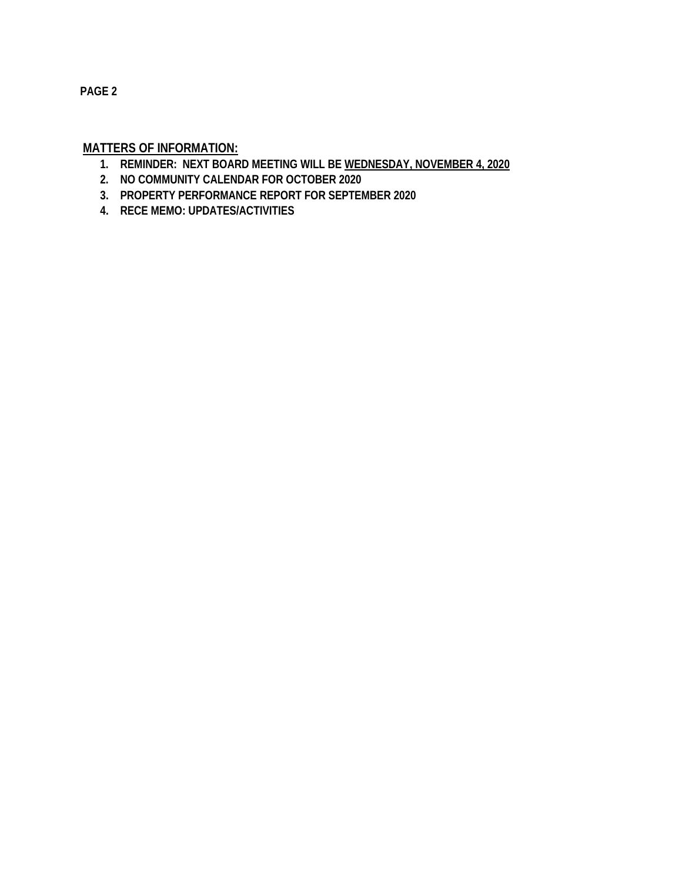## MATTERS OF INFORMATION:

1. **REMINDER: NEXT BOARD MEETING WILL BE WEDNESDAY, NOVEMBER 4, 2020**
2. **NO COMMUNITY CALENDAR FOR OCTOBER 2020**
3. **PROPERTY PERFORMANCE REPORT FOR SEPTEMBER 2020**
4. **RECE MEMO: UPDATES/ACTIVITIES**